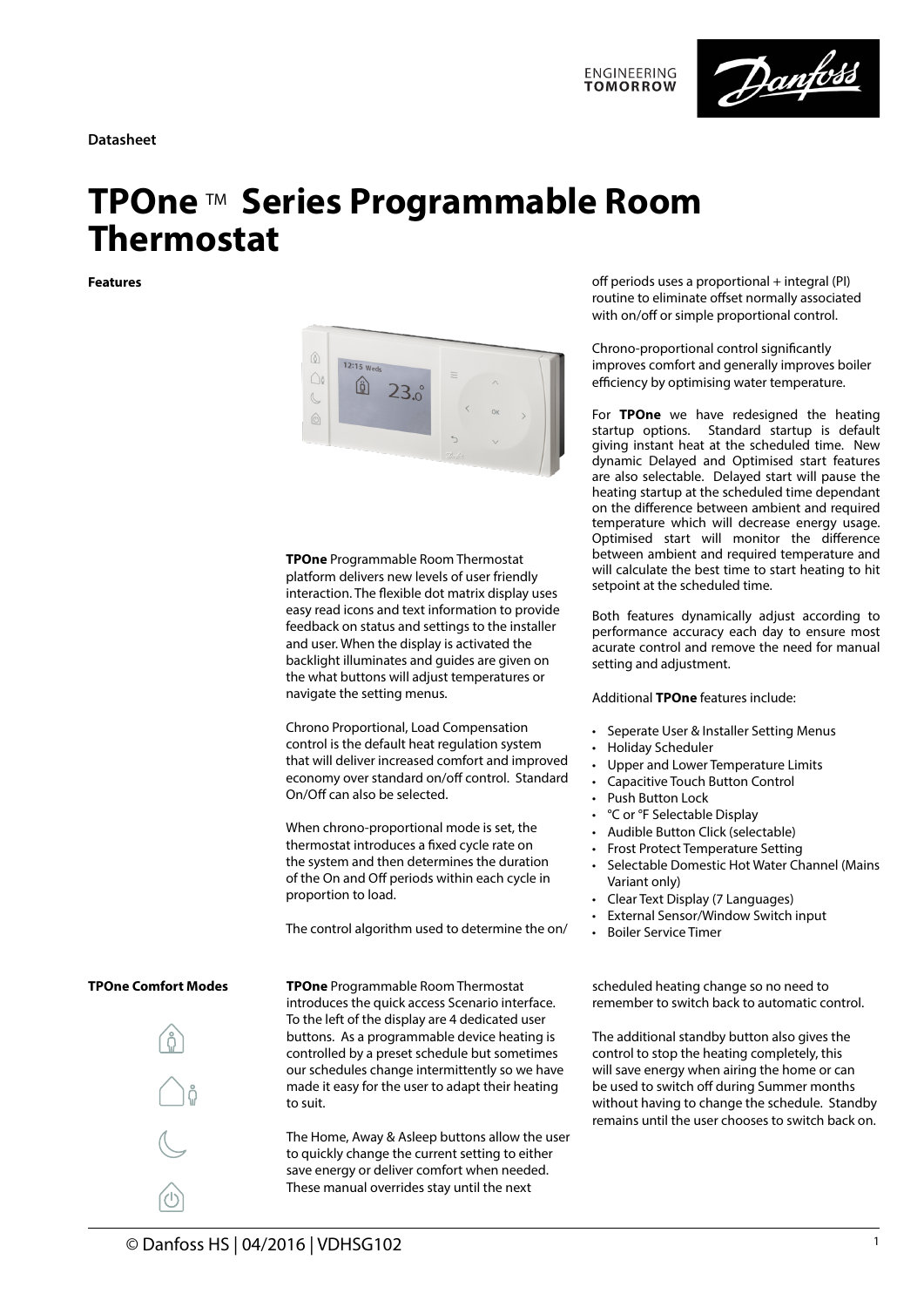**Datasheet**

# TPOne ™ Series Programmable Room Thermostat

## Features

**TPOne** Programmable Room Thermostat platform delivers new levels of user friendly interaction. The flexible dot matrix display uses easy read icons and text information to provide feedback on status and settings to the installer and user. When the display is activated the backlight illuminates and guides are given on the what buttons will adjust temperatures or navigate the setting menus.

Chrono Proportional, Load Compensation control is the default heat regulation system that will deliver increased comfort and improved economy over standard on/off control. Standard On/Off can also be selected.

When chrono-proportional mode is set, the thermostat introduces a fixed cycle rate on the system and then determines the duration of the On and Off periods within each cycle in proportion to load.

The control algorithm used to determine the on/off periods uses a proportional + integral (PI) routine to eliminate offset normally associated with on/off or simple proportional control.

Chrono-proportional control significantly improves comfort and generally improves boiler efficiency by optimising water temperature.

For **TPOne** we have redesigned the heating startup options. Standard startup is default giving instant heat at the scheduled time. New dynamic Delayed and Optimised start features are also selectable. Delayed start will pause the heating startup at the scheduled time dependant on the difference between ambient and required temperature which will decrease energy usage. Optimised start will monitor the difference between ambient and required temperature and will calculate the best time to start heating to hit setpoint at the scheduled time.

Both features dynamically adjust according to performance accuracy each day to ensure most acurate control and remove the need for manual setting and adjustment.

Additional **TPOne** features include:

- Seperate User & Installer Setting Menus
- Holiday Scheduler
- Upper and Lower Temperature Limits
- Capacitive Touch Button Control
- Push Button Lock
- °C or °F Selectable Display
- Audible Button Click (selectable)
- Frost Protect Temperature Setting
- Selectable Domestic Hot Water Channel (Mains Variant only)
- Clear Text Display (7 Languages)
- External Sensor/Window Switch input
- Boiler Service Timer

## TPOne Comfort Modes

**TPOne** Programmable Room Thermostat introduces the quick access Scenario interface. To the left of the display are 4 dedicated user buttons. As a programmable device heating is controlled by a preset schedule but sometimes our schedules change intermittently so we have made it easy for the user to adapt their heating to suit.

The Home, Away & Asleep buttons allow the user to quickly change the current setting to either save energy or deliver comfort when needed. These manual overrides stay until the next scheduled heating change so no need to remember to switch back to automatic control.

The additional standby button also gives the control to stop the heating completely, this will save energy when airing the home or can be used to switch off during Summer months without having to change the schedule. Standby remains until the user chooses to switch back on.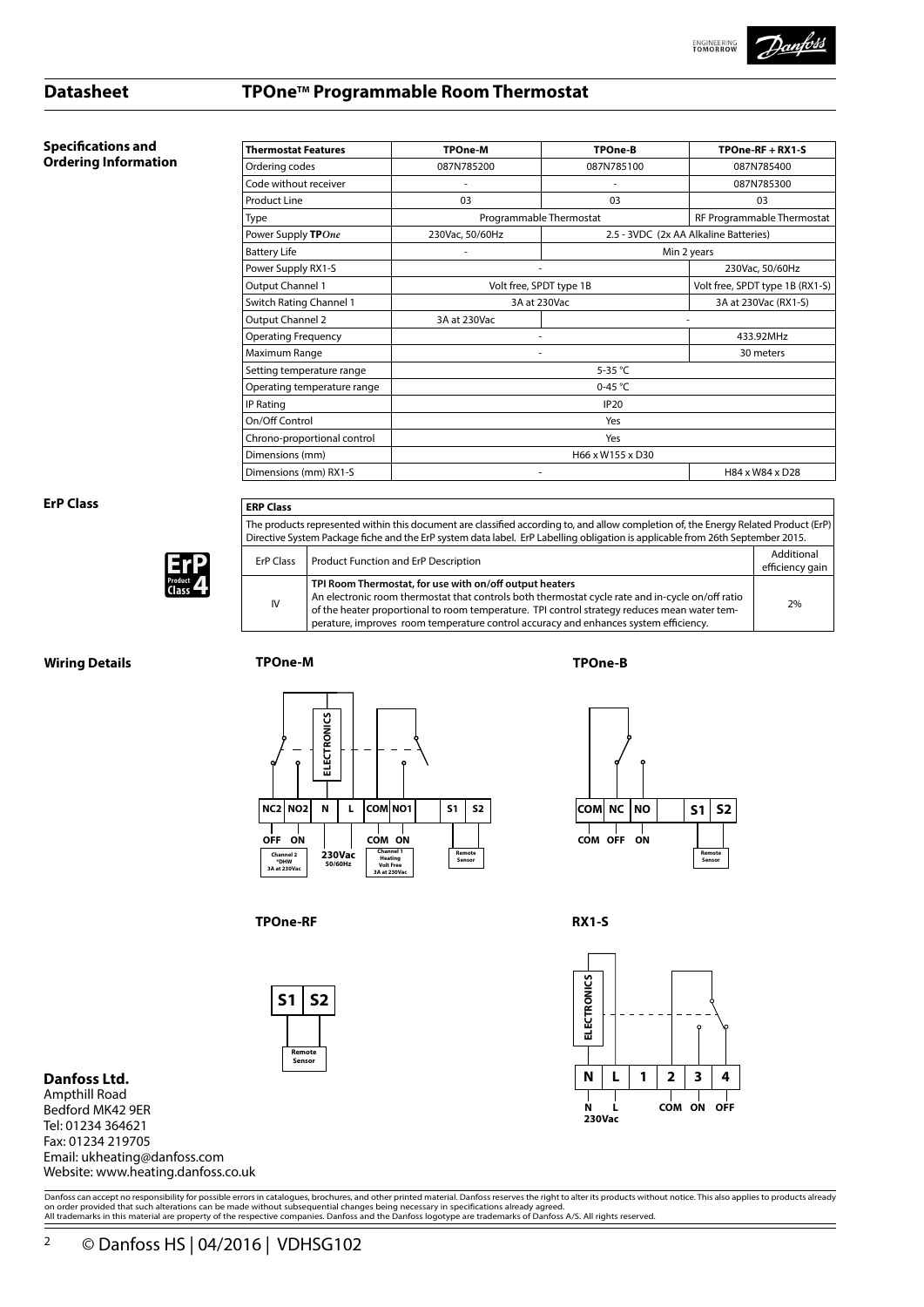# Datasheet — TPOne™ Programmable Room Thermostat

## Specifications and Ordering Information

| Thermostat Features | TPOne-M | TPOne-B | TPOne-RF + RX1-S |
|---|---|---|---|
| Ordering codes | 087N785200 | 087N785100 | 087N785400 |
| Code without receiver | - | - | 087N785300 |
| Product Line | 03 | 03 | 03 |
| Type | Programmable Thermostat | | RF Programmable Thermostat |
| Power Supply TP*One* | 230Vac, 50/60Hz | 2.5 - 3VDC (2x AA Alkaline Batteries) | |
| Battery Life | - | Min 2 years | |
| Power Supply RX1-S | - | | 230Vac, 50/60Hz |
| Output Channel 1 | Volt free, SPDT type 1B | | Volt free, SPDT type 1B (RX1-S) |
| Switch Rating Channel 1 | 3A at 230Vac | | 3A at 230Vac (RX1-S) |
| Output Channel 2 | 3A at 230Vac | - | |
| Operating Frequency | - | | 433.92MHz |
| Maximum Range | - | | 30 meters |
| Setting temperature range | 5-35 °C | | |
| Operating temperature range | 0-45 °C | | |
| IP Rating | IP20 | | |
| On/Off Control | Yes | | |
| Chrono-proportional control | Yes | | |
| Dimensions (mm) | H66 x W155 x D30 | | |
| Dimensions (mm) RX1-S | - | | H84 x W84 x D28 |

## ErP Class

ErP Product Class 4

**ERP Class**

The products represented within this document are classified according to, and allow completion of, the Energy Related Product (ErP) Directive System Package fiche and the ErP system data label. ErP Labelling obligation is applicable from 26th September 2015.

| ErP Class | Product Function and ErP Description | Additional efficiency gain |
|---|---|---|
| IV | **TPI Room Thermostat, for use with on/off output heaters** An electronic room thermostat that controls both thermostat cycle rate and in-cycle on/off ratio of the heater proportional to room temperature. TPI control strategy reduces mean water temperature, improves room temperature control accuracy and enhances system efficiency. | 2% |

## Wiring Details

### TPOne-M

ELECTRONICS

NC2 | NO2 | N | L | COM | NO1 | S1 | S2

OFF ON — Channel 2 *DHW 3A at 230Vac

230Vac 50/60Hz

COM ON — Channel 1 Heating Volt Free 3A at 230Vac

Remote Sensor

### TPOne-B

COM | NC | NO | S1 | S2

COM OFF ON

Remote Sensor

### TPOne-RF

S1 | S2

Remote Sensor

### RX1-S

ELECTRONICS

N | L | 1 | 2 | 3 | 4

N L 230Vac

COM ON OFF

**Danfoss Ltd.**
Ampthill Road
Bedford MK42 9ER
Tel: 01234 364621
Fax: 01234 219705
Email: ukheating@danfoss.com
Website: www.heating.danfoss.co.uk

Danfoss can accept no responsibility for possible errors in catalogues, brochures, and other printed material. Danfoss reserves the right to alter its products without notice. This also applies to products already on order provided that such alterations can be made without subsequential changes being necessary in specifications already agreed.
All trademarks in this material are property of the respective companies. Danfoss and the Danfoss logotype are trademarks of Danfoss A/S. All rights reserved.

© Danfoss HS | 04/2016 | VDHSG102